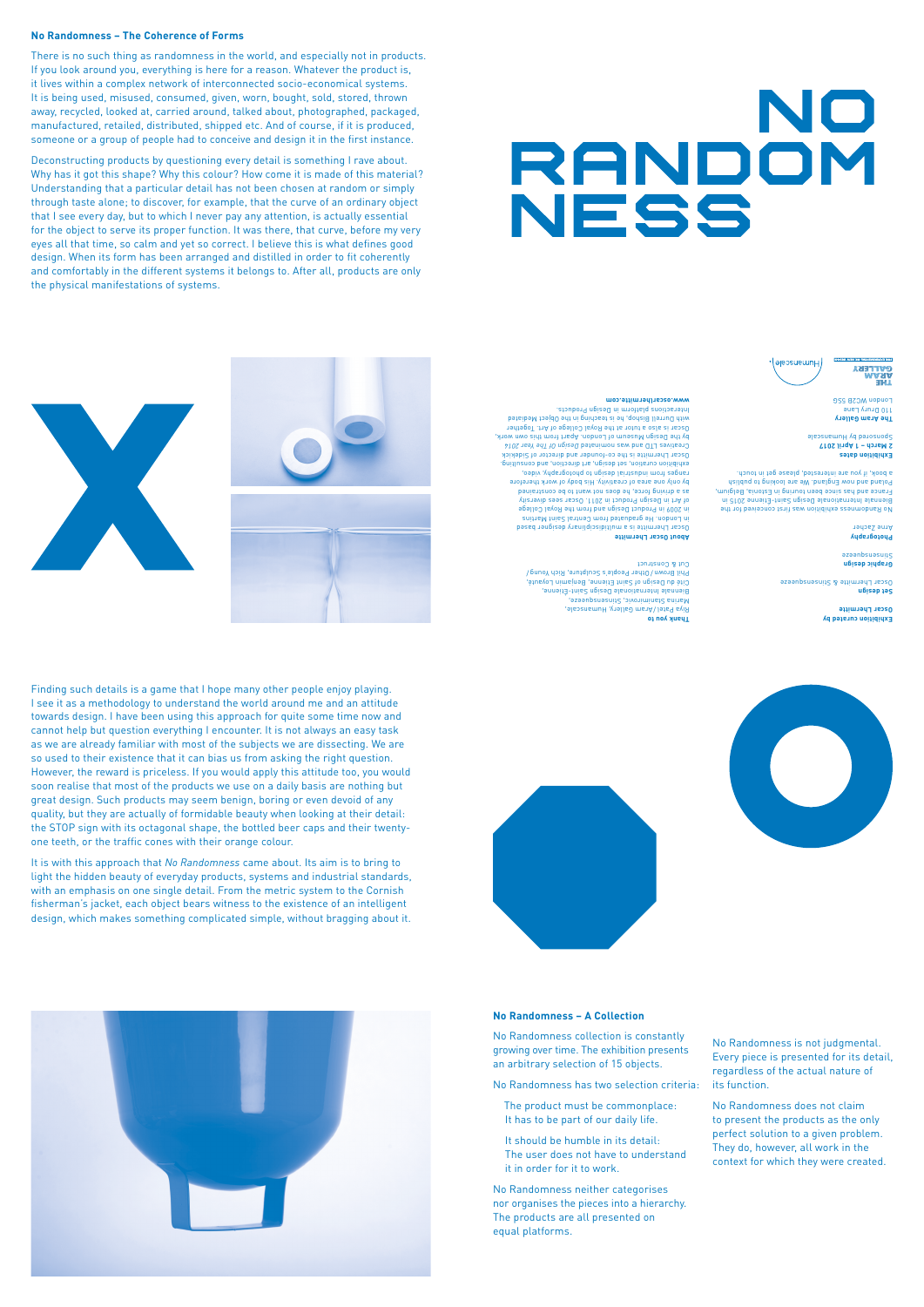## No Randomness – The Coherence of Forms

There is no such thing as randomness in the world, and especially not in products. If you look around you, everything is here for a reason. Whatever the product is, it lives within a complex network of interconnected socio-economical systems. It is being used, misused, consumed, given, worn, bought, sold, stored, thrown away, recycled, looked at, carried around, talked about, photographed, packaged, manufactured, retailed, distributed, shipped etc. And of course, if it is produced, someone or a group of people had to conceive and design it in the first instance.

Deconstructing products by questioning every detail is something I rave about. Why has it got this shape? Why this colour? How come it is made of this material? Understanding that a particular detail has not been chosen at random or simply through taste alone; to discover, for example, that the curve of an ordinary object that I see every day, but to which I never pay any attention, is actually essential for the object to serve its proper function. It was there, that curve, before my very eyes all that time, so calm and yet so correct. I believe this is what defines good design. When its form has been arranged and distilled in order to fit coherently and comfortably in the different systems it belongs to. After all, products are only the physical manifestations of systems.

# NO RANDOMNESS

**Exhibition curated by**
Oscar Lhermitte

**Set design**
Oscar Lhermitte & Slinsensqueeze

**Graphic design**
Slinsensqueeze

**Photography**
Anne Zacher

No Randomness exhibition was first conceived for the Biennale Internationale Design Saint-Etienne 2015 in France and has since been touring in Estonia, Belgium, Poland and now England. We are looking to publish a book, if you are interested, please get in touch.

**Exhibition dates**
**2 March – 1 April 2017**

Sponsored by Humanscale

**The Aram Gallery**
110 Drury Lane
London WC2B 5SG

**Thank you to**
Riya Patel / Aram Gallery, Humanscale, Marina Stanimirovic, Slinsensqueeze, Biennale Internationale Design Saint-Etienne, Cité du Design of Saint Etienne, Benjamin Loyauté, Phil Brown / Other People's Sculpture, Rich Young / Cut & Construct

**About Oscar Lhermitte**
Oscar Lhermitte is a multidisciplinary designer based in London. He graduated from Central Saint Martins in 2009 in Product Design and from the Royal College of Art in Design Product in 2011. Oscar sees diversity as a driving force, he does not want to be constrained by only one area of creativity. His body of work therefore ranges from industrial design to photography, video, exhibition curation, set design, art direction, and consulting. Oscar Lhermitte is the co-founder and director of Sidekick Creatives LTD and was nominated Design Of The Year 2014 by the Design Museum of London. Apart from this own work, Oscar is also a tutor at the Royal College of Art. Together with Durrell Bishop, he is teaching in the Object Mediated Interactions platform in Design Products.
**www.oscarlhermitte.com**

Finding such details is a game that I hope many other people enjoy playing. I see it as a methodology to understand the world around me and an attitude towards design. I have been using this approach for quite some time now and cannot help but question everything I encounter. It is not always an easy task as we are already familiar with most of the subjects we are dissecting. We are so used to their existence that it can bias us from asking the right question. However, the reward is priceless. If you would apply this attitude too, you would soon realise that most of the products we use on a daily basis are nothing but great design. Such products may seem benign, boring or even devoid of any quality, but they are actually of formidable beauty when looking at their detail: the STOP sign with its octagonal shape, the bottled beer caps and their twenty-one teeth, or the traffic cones with their orange colour.

It is with this approach that *No Randomness* came about. Its aim is to bring to light the hidden beauty of everyday products, systems and industrial standards, with an emphasis on one single detail. From the metric system to the Cornish fisherman's jacket, each object bears witness to the existence of an intelligent design, which makes something complicated simple, without bragging about it.

## No Randomness – A Collection

No Randomness collection is constantly growing over time. The exhibition presents an arbitrary selection of 15 objects.

No Randomness has two selection criteria:

The product must be commonplace:
It has to be part of our daily life.

It should be humble in its detail:
The user does not have to understand it in order for it to work.

No Randomness neither categorises nor organises the pieces into a hierarchy. The products are all presented on equal platforms.

No Randomness is not judgmental. Every piece is presented for its detail, regardless of the actual nature of its function.

No Randomness does not claim to present the products as the only perfect solution to a given problem. They do, however, all work in the context for which they were created.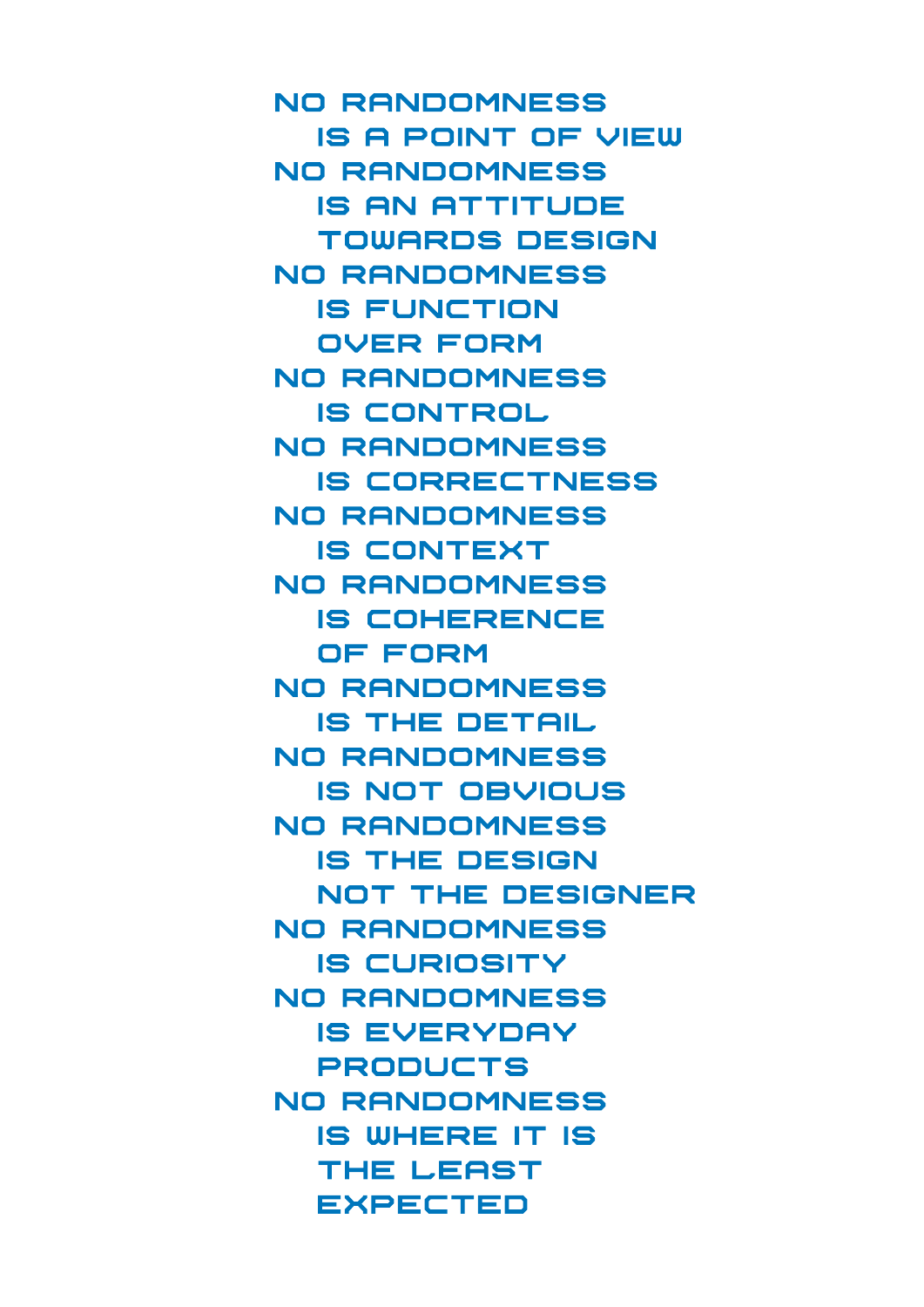NO RANDOMNESS
  IS A POINT OF VIEW
NO RANDOMNESS
  IS AN ATTITUDE
  TOWARDS DESIGN
NO RANDOMNESS
  IS FUNCTION
  OVER FORM
NO RANDOMNESS
  IS CONTROL
NO RANDOMNESS
  IS CORRECTNESS
NO RANDOMNESS
  IS CONTEXT
NO RANDOMNESS
  IS COHERENCE
  OF FORM
NO RANDOMNESS
  IS THE DETAIL
NO RANDOMNESS
  IS NOT OBVIOUS
NO RANDOMNESS
  IS THE DESIGN
  NOT THE DESIGNER
NO RANDOMNESS
  IS CURIOSITY
NO RANDOMNESS
  IS EVERYDAY
  PRODUCTS
NO RANDOMNESS
  IS WHERE IT IS
  THE LEAST
  EXPECTED